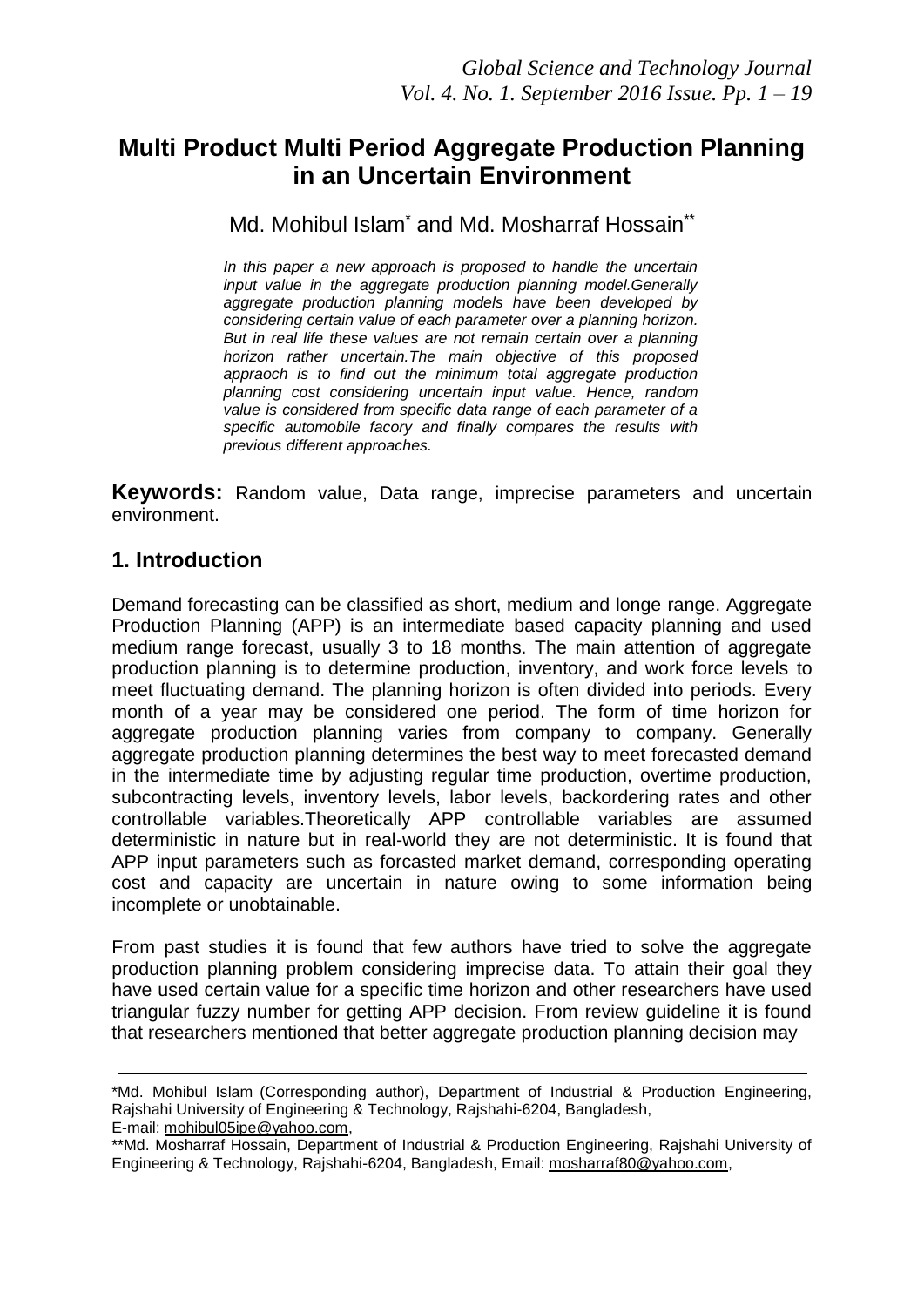# Multi Product Multi Period Aggregate Production Planning in an Uncertain Environment

Md. Mohibul Islam[*] and Md. Mosharraf Hossain[**]

*In this paper a new approach is proposed to handle the uncertain input value in the aggregate production planning model.Generally aggregate production planning models have been developed by considering certain value of each parameter over a planning horizon. But in real life these values are not remain certain over a planning horizon rather uncertain.The main objective of this proposed appraoch is to find out the minimum total aggregate production planning cost considering uncertain input value. Hence, random value is considered from specific data range of each parameter of a specific automobile facory and finally compares the results with previous different approaches.*

**Keywords:** Random value, Data range, imprecise parameters and uncertain environment.

## 1. Introduction

Demand forecasting can be classified as short, medium and longe range. Aggregate Production Planning (APP) is an intermediate based capacity planning and used medium range forecast, usually 3 to 18 months. The main attention of aggregate production planning is to determine production, inventory, and work force levels to meet fluctuating demand. The planning horizon is often divided into periods. Every month of a year may be considered one period. The form of time horizon for aggregate production planning varies from company to company. Generally aggregate production planning determines the best way to meet forecasted demand in the intermediate time by adjusting regular time production, overtime production, subcontracting levels, inventory levels, labor levels, backordering rates and other controllable variables.Theoretically APP controllable variables are assumed deterministic in nature but in real-world they are not deterministic. It is found that APP input parameters such as forcasted market demand, corresponding operating cost and capacity are uncertain in nature owing to some information being incomplete or unobtainable.

From past studies it is found that few authors have tried to solve the aggregate production planning problem considering imprecise data. To attain their goal they have used certain value for a specific time horizon and other researchers have used triangular fuzzy number for getting APP decision. From review guideline it is found that researchers mentioned that better aggregate production planning decision may

---

*Md. Mohibul Islam (Corresponding author), Department of Industrial & Production Engineering, Rajshahi University of Engineering & Technology, Rajshahi-6204, Bangladesh, E-mail: mohibul05ipe@yahoo.com,

**Md. Mosharraf Hossain, Department of Industrial & Production Engineering, Rajshahi University of Engineering & Technology, Rajshahi-6204, Bangladesh, Email: mosharraf80@yahoo.com,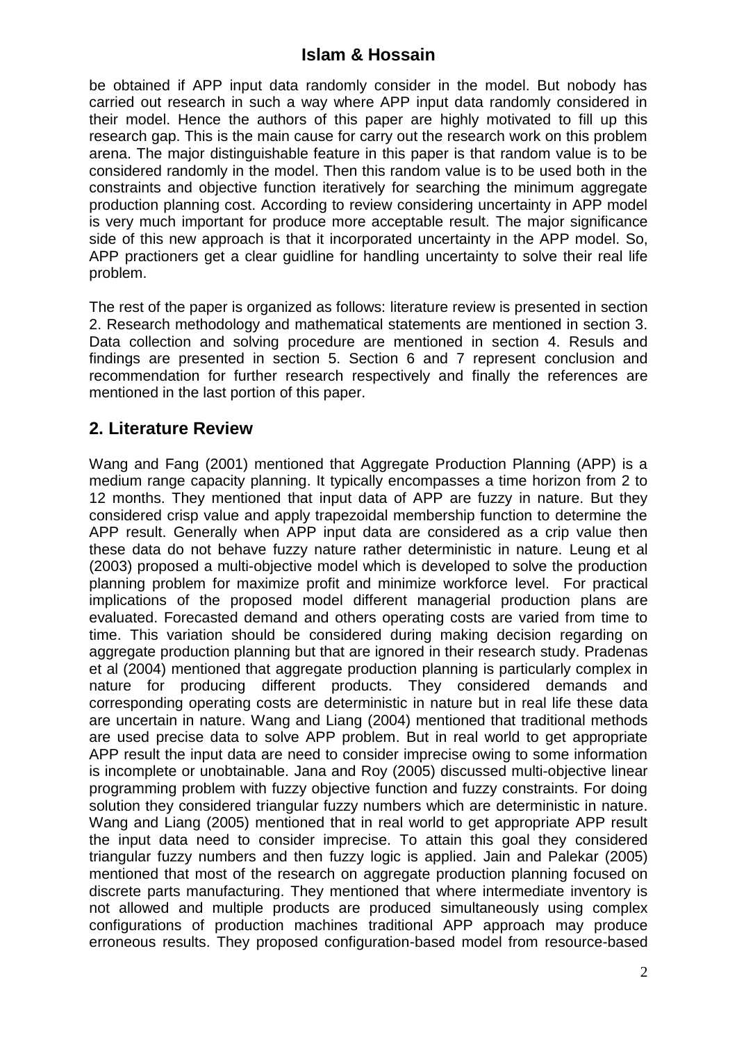be obtained if APP input data randomly consider in the model. But nobody has carried out research in such a way where APP input data randomly considered in their model. Hence the authors of this paper are highly motivated to fill up this research gap. This is the main cause for carry out the research work on this problem arena. The major distinguishable feature in this paper is that random value is to be considered randomly in the model. Then this random value is to be used both in the constraints and objective function iteratively for searching the minimum aggregate production planning cost. According to review considering uncertainty in APP model is very much important for produce more acceptable result. The major significance side of this new approach is that it incorporated uncertainty in the APP model. So, APP practioners get a clear guidline for handling uncertainty to solve their real life problem.

The rest of the paper is organized as follows: literature review is presented in section 2. Research methodology and mathematical statements are mentioned in section 3. Data collection and solving procedure are mentioned in section 4. Resuls and findings are presented in section 5. Section 6 and 7 represent conclusion and recommendation for further research respectively and finally the references are mentioned in the last portion of this paper.

## 2. Literature Review

Wang and Fang (2001) mentioned that Aggregate Production Planning (APP) is a medium range capacity planning. It typically encompasses a time horizon from 2 to 12 months. They mentioned that input data of APP are fuzzy in nature. But they considered crisp value and apply trapezoidal membership function to determine the APP result. Generally when APP input data are considered as a crip value then these data do not behave fuzzy nature rather deterministic in nature. Leung et al (2003) proposed a multi-objective model which is developed to solve the production planning problem for maximize profit and minimize workforce level. For practical implications of the proposed model different managerial production plans are evaluated. Forecasted demand and others operating costs are varied from time to time. This variation should be considered during making decision regarding on aggregate production planning but that are ignored in their research study. Pradenas et al (2004) mentioned that aggregate production planning is particularly complex in nature for producing different products. They considered demands and corresponding operating costs are deterministic in nature but in real life these data are uncertain in nature. Wang and Liang (2004) mentioned that traditional methods are used precise data to solve APP problem. But in real world to get appropriate APP result the input data are need to consider imprecise owing to some information is incomplete or unobtainable. Jana and Roy (2005) discussed multi-objective linear programming problem with fuzzy objective function and fuzzy constraints. For doing solution they considered triangular fuzzy numbers which are deterministic in nature. Wang and Liang (2005) mentioned that in real world to get appropriate APP result the input data need to consider imprecise. To attain this goal they considered triangular fuzzy numbers and then fuzzy logic is applied. Jain and Palekar (2005) mentioned that most of the research on aggregate production planning focused on discrete parts manufacturing. They mentioned that where intermediate inventory is not allowed and multiple products are produced simultaneously using complex configurations of production machines traditional APP approach may produce erroneous results. They proposed configuration-based model from resource-based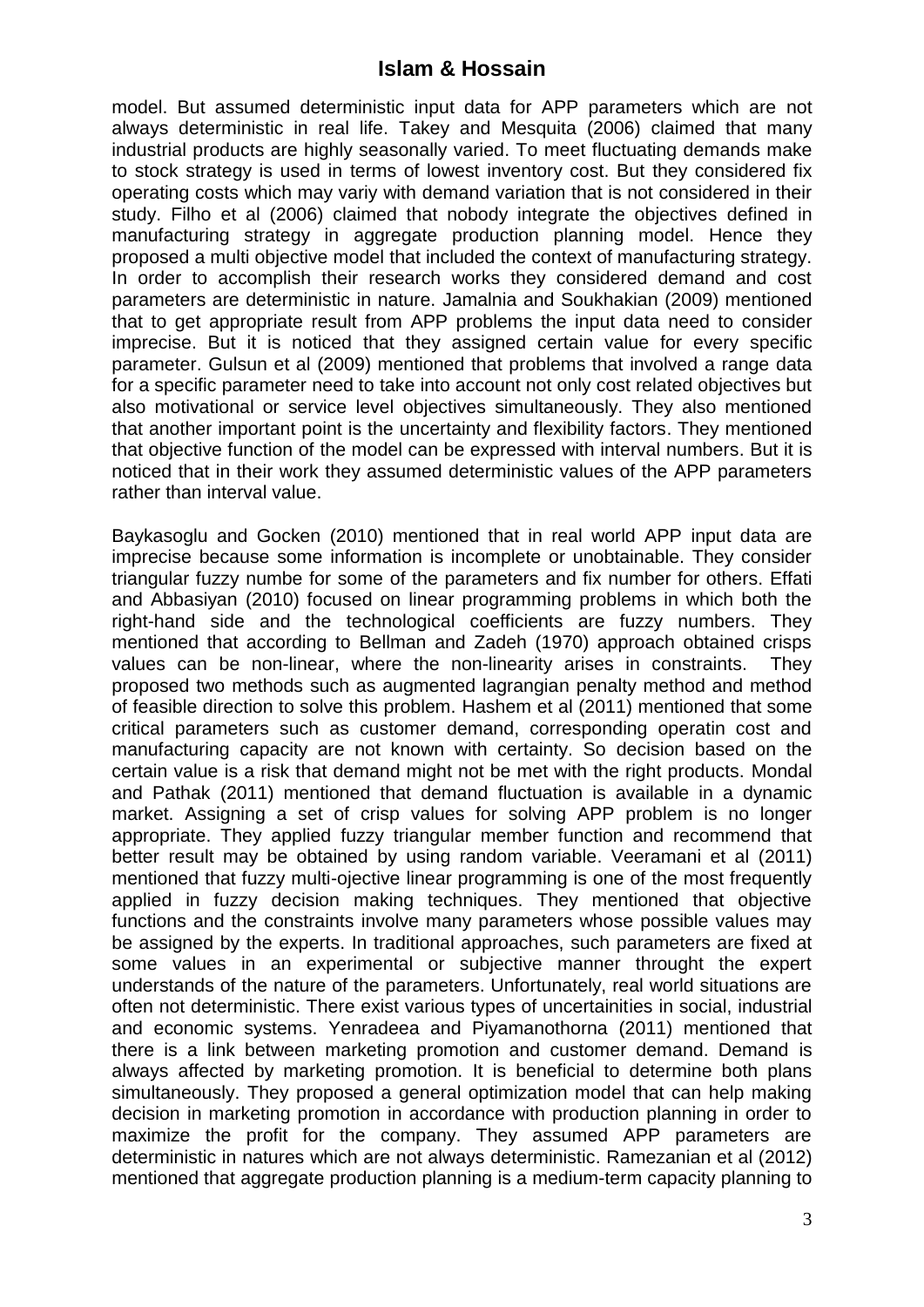model. But assumed deterministic input data for APP parameters which are not always deterministic in real life. Takey and Mesquita (2006) claimed that many industrial products are highly seasonally varied. To meet fluctuating demands make to stock strategy is used in terms of lowest inventory cost. But they considered fix operating costs which may variy with demand variation that is not considered in their study. Filho et al (2006) claimed that nobody integrate the objectives defined in manufacturing strategy in aggregate production planning model. Hence they proposed a multi objective model that included the context of manufacturing strategy. In order to accomplish their research works they considered demand and cost parameters are deterministic in nature. Jamalnia and Soukhakian (2009) mentioned that to get appropriate result from APP problems the input data need to consider imprecise. But it is noticed that they assigned certain value for every specific parameter. Gulsun et al (2009) mentioned that problems that involved a range data for a specific parameter need to take into account not only cost related objectives but also motivational or service level objectives simultaneously. They also mentioned that another important point is the uncertainty and flexibility factors. They mentioned that objective function of the model can be expressed with interval numbers. But it is noticed that in their work they assumed deterministic values of the APP parameters rather than interval value.

Baykasoglu and Gocken (2010) mentioned that in real world APP input data are imprecise because some information is incomplete or unobtainable. They consider triangular fuzzy numbe for some of the parameters and fix number for others. Effati and Abbasiyan (2010) focused on linear programming problems in which both the right-hand side and the technological coefficients are fuzzy numbers. They mentioned that according to Bellman and Zadeh (1970) approach obtained crisps values can be non-linear, where the non-linearity arises in constraints. They proposed two methods such as augmented lagrangian penalty method and method of feasible direction to solve this problem. Hashem et al (2011) mentioned that some critical parameters such as customer demand, corresponding operatin cost and manufacturing capacity are not known with certainty. So decision based on the certain value is a risk that demand might not be met with the right products. Mondal and Pathak (2011) mentioned that demand fluctuation is available in a dynamic market. Assigning a set of crisp values for solving APP problem is no longer appropriate. They applied fuzzy triangular member function and recommend that better result may be obtained by using random variable. Veeramani et al (2011) mentioned that fuzzy multi-ojective linear programming is one of the most frequently applied in fuzzy decision making techniques. They mentioned that objective functions and the constraints involve many parameters whose possible values may be assigned by the experts. In traditional approaches, such parameters are fixed at some values in an experimental or subjective manner throught the expert understands of the nature of the parameters. Unfortunately, real world situations are often not deterministic. There exist various types of uncertainities in social, industrial and economic systems. Yenradeea and Piyamanothorna (2011) mentioned that there is a link between marketing promotion and customer demand. Demand is always affected by marketing promotion. It is beneficial to determine both plans simultaneously. They proposed a general optimization model that can help making decision in marketing promotion in accordance with production planning in order to maximize the profit for the company. They assumed APP parameters are deterministic in natures which are not always deterministic. Ramezanian et al (2012) mentioned that aggregate production planning is a medium-term capacity planning to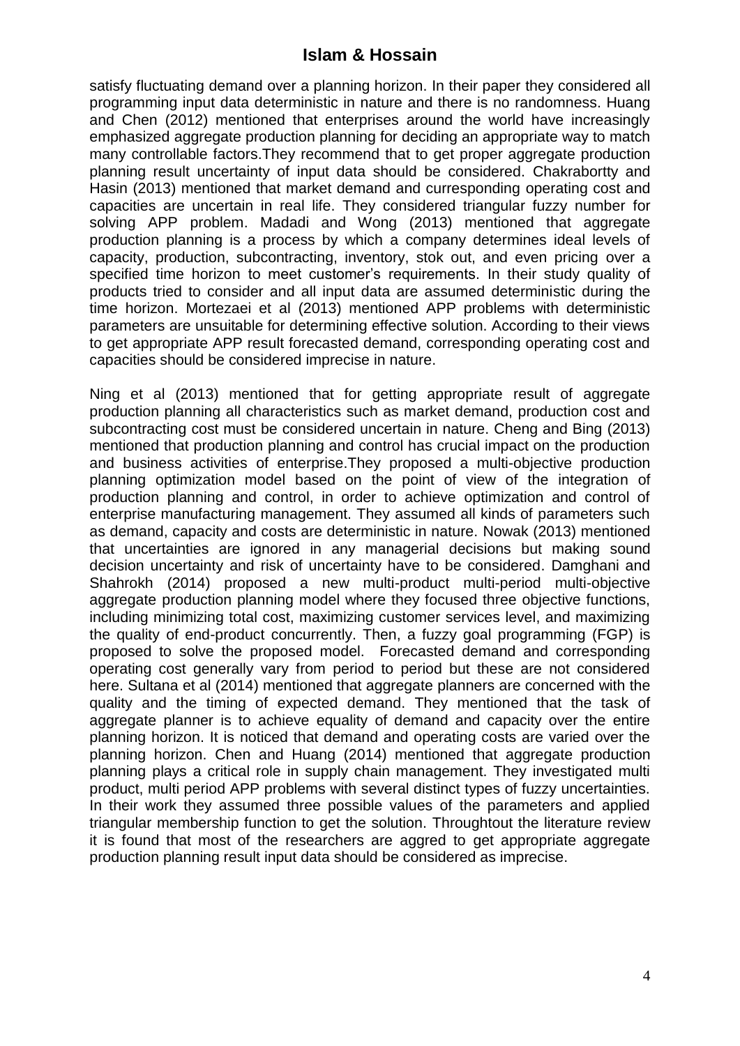satisfy fluctuating demand over a planning horizon. In their paper they considered all programming input data deterministic in nature and there is no randomness. Huang and Chen (2012) mentioned that enterprises around the world have increasingly emphasized aggregate production planning for deciding an appropriate way to match many controllable factors.They recommend that to get proper aggregate production planning result uncertainty of input data should be considered. Chakrabortty and Hasin (2013) mentioned that market demand and curresponding operating cost and capacities are uncertain in real life. They considered triangular fuzzy number for solving APP problem. Madadi and Wong (2013) mentioned that aggregate production planning is a process by which a company determines ideal levels of capacity, production, subcontracting, inventory, stok out, and even pricing over a specified time horizon to meet customer's requirements. In their study quality of products tried to consider and all input data are assumed deterministic during the time horizon. Mortezaei et al (2013) mentioned APP problems with deterministic parameters are unsuitable for determining effective solution. According to their views to get appropriate APP result forecasted demand, corresponding operating cost and capacities should be considered imprecise in nature.

Ning et al (2013) mentioned that for getting appropriate result of aggregate production planning all characteristics such as market demand, production cost and subcontracting cost must be considered uncertain in nature. Cheng and Bing (2013) mentioned that production planning and control has crucial impact on the production and business activities of enterprise.They proposed a multi-objective production planning optimization model based on the point of view of the integration of production planning and control, in order to achieve optimization and control of enterprise manufacturing management. They assumed all kinds of parameters such as demand, capacity and costs are deterministic in nature. Nowak (2013) mentioned that uncertainties are ignored in any managerial decisions but making sound decision uncertainty and risk of uncertainty have to be considered. Damghani and Shahrokh (2014) proposed a new multi-product multi-period multi-objective aggregate production planning model where they focused three objective functions, including minimizing total cost, maximizing customer services level, and maximizing the quality of end-product concurrently. Then, a fuzzy goal programming (FGP) is proposed to solve the proposed model. Forecasted demand and corresponding operating cost generally vary from period to period but these are not considered here. Sultana et al (2014) mentioned that aggregate planners are concerned with the quality and the timing of expected demand. They mentioned that the task of aggregate planner is to achieve equality of demand and capacity over the entire planning horizon. It is noticed that demand and operating costs are varied over the planning horizon. Chen and Huang (2014) mentioned that aggregate production planning plays a critical role in supply chain management. They investigated multi product, multi period APP problems with several distinct types of fuzzy uncertainties. In their work they assumed three possible values of the parameters and applied triangular membership function to get the solution. Throughtout the literature review it is found that most of the researchers are aggred to get appropriate aggregate production planning result input data should be considered as imprecise.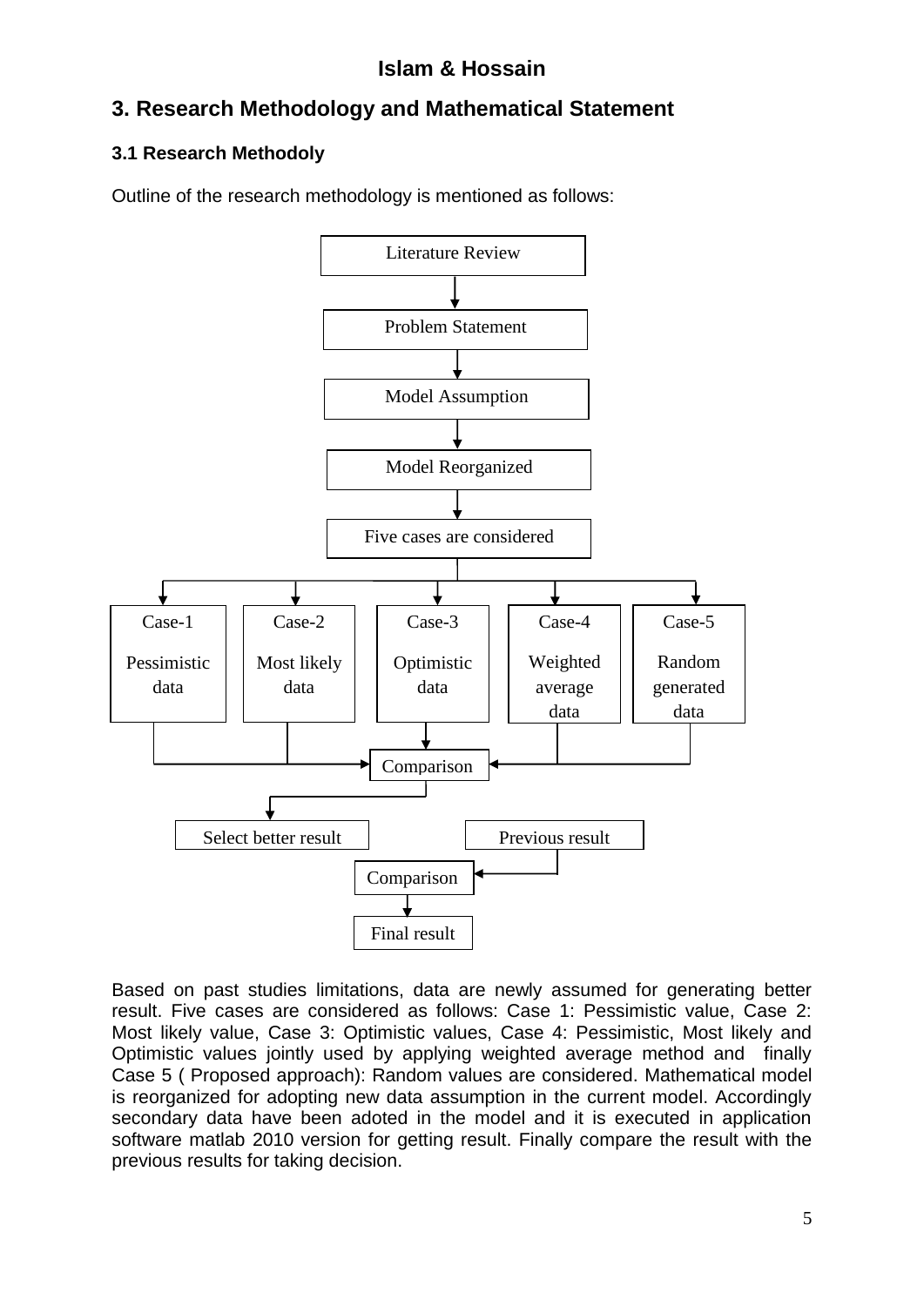## 3. Research Methodology and Mathematical Statement

### 3.1 Research Methodoly

Outline of the research methodology is mentioned as follows:

Literature Review

Problem Statement

Model Assumption

Model Reorganized

Five cases are considered

| Case-1 | Case-2 | Case-3 | Case-4 | Case-5 |
|---|---|---|---|---|
| Pessimistic data | Most likely data | Optimistic data | Weighted average data | Random generated data |

Comparison

Select better result

Previous result

Comparison

Final result

Based on past studies limitations, data are newly assumed for generating better result. Five cases are considered as follows: Case 1: Pessimistic value, Case 2: Most likely value, Case 3: Optimistic values, Case 4: Pessimistic, Most likely and Optimistic values jointly used by applying weighted average method and finally Case 5 ( Proposed approach): Random values are considered. Mathematical model is reorganized for adopting new data assumption in the current model. Accordingly secondary data have been adoted in the model and it is executed in application software matlab 2010 version for getting result. Finally compare the result with the previous results for taking decision.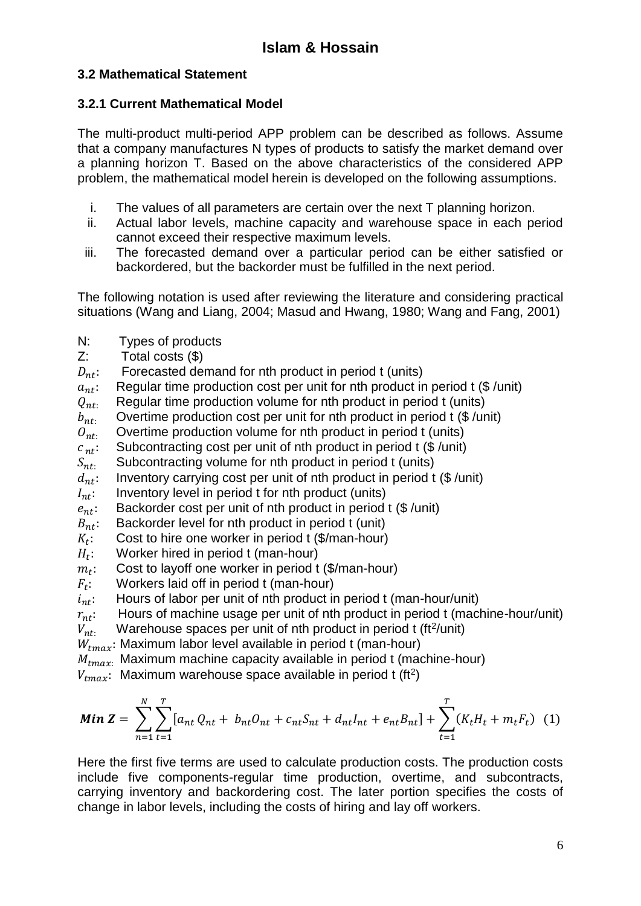### 3.2 Mathematical Statement

#### 3.2.1 Current Mathematical Model

The multi-product multi-period APP problem can be described as follows. Assume that a company manufactures N types of products to satisfy the market demand over a planning horizon T. Based on the above characteristics of the considered APP problem, the mathematical model herein is developed on the following assumptions.

i. The values of all parameters are certain over the next T planning horizon.
ii. Actual labor levels, machine capacity and warehouse space in each period cannot exceed their respective maximum levels.
iii. The forecasted demand over a particular period can be either satisfied or backordered, but the backorder must be fulfilled in the next period.

The following notation is used after reviewing the literature and considering practical situations (Wang and Liang, 2004; Masud and Hwang, 1980; Wang and Fang, 2001)

- N: Types of products
- Z: Total costs ($)
- $D_{nt}$: Forecasted demand for nth product in period t (units)
- $a_{nt}$: Regular time production cost per unit for nth product in period t ($ /unit)
- $Q_{nt}$: Regular time production volume for nth product in period t (units)
- $b_{nt}$: Overtime production cost per unit for nth product in period t ($ /unit)
- $O_{nt}$: Overtime production volume for nth product in period t (units)
- $c_{nt}$: Subcontracting cost per unit of nth product in period t ($ /unit)
- $S_{nt}$: Subcontracting volume for nth product in period t (units)
- $d_{nt}$: Inventory carrying cost per unit of nth product in period t ($ /unit)
- $I_{nt}$: Inventory level in period t for nth product (units)
- $e_{nt}$: Backorder cost per unit of nth product in period t ($ /unit)
- $B_{nt}$: Backorder level for nth product in period t (unit)
- $K_t$: Cost to hire one worker in period t ($/man-hour)
- $H_t$: Worker hired in period t (man-hour)
- $m_t$: Cost to layoff one worker in period t ($/man-hour)
- $F_t$: Workers laid off in period t (man-hour)
- $i_{nt}$: Hours of labor per unit of nth product in period t (man-hour/unit)
- $r_{nt}$: Hours of machine usage per unit of nth product in period t (machine-hour/unit)
- $V_{nt}$: Warehouse spaces per unit of nth product in period t (ft$^2$/unit)
- $W_{tmax}$: Maximum labor level available in period t (man-hour)
- $M_{tmax}$: Maximum machine capacity available in period t (machine-hour)
- $V_{tmax}$: Maximum warehouse space available in period t (ft$^2$)

$$\boldsymbol{Min\ Z} = \sum_{n=1}^{N}\sum_{t=1}^{T}[a_{nt}\,Q_{nt} + b_{nt}O_{nt} + c_{nt}S_{nt} + d_{nt}I_{nt} + e_{nt}B_{nt}] + \sum_{t=1}^{T}(K_tH_t + m_tF_t) \quad (1)$$

Here the first five terms are used to calculate production costs. The production costs include five components-regular time production, overtime, and subcontracts, carrying inventory and backordering cost. The later portion specifies the costs of change in labor levels, including the costs of hiring and lay off workers.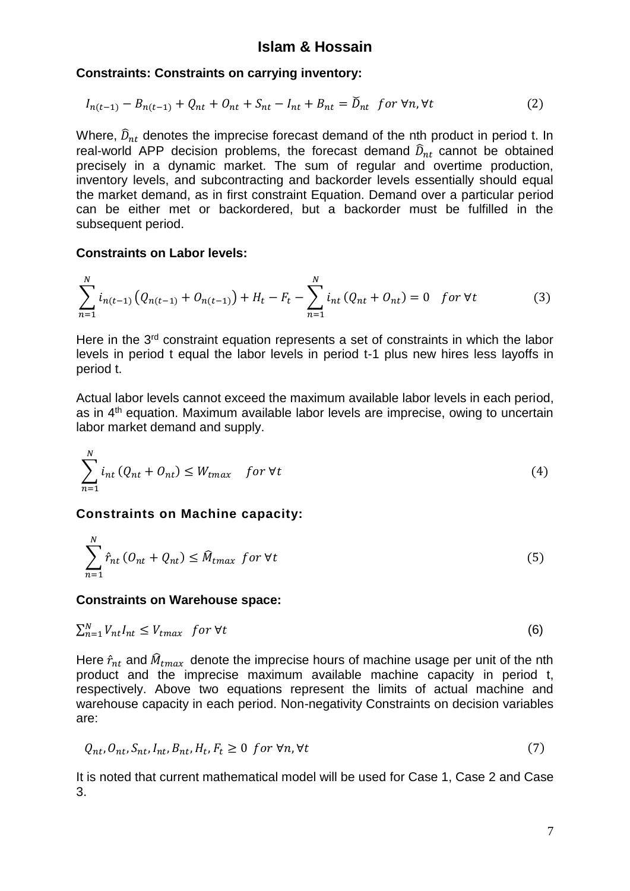**Constraints: Constraints on carrying inventory:**

$$I_{n(t-1)} - B_{n(t-1)} + Q_{nt} + O_{nt} + S_{nt} - I_{nt} + B_{nt} = \breve{D}_{nt} \quad for\ \forall n, \forall t \tag{2}$$

Where, $\widehat{D}_{nt}$ denotes the imprecise forecast demand of the nth product in period t. In real-world APP decision problems, the forecast demand $\widehat{D}_{nt}$ cannot be obtained precisely in a dynamic market. The sum of regular and overtime production, inventory levels, and subcontracting and backorder levels essentially should equal the market demand, as in first constraint Equation. Demand over a particular period can be either met or backordered, but a backorder must be fulfilled in the subsequent period.

**Constraints on Labor levels:**

$$\sum_{n=1}^{N} i_{n(t-1)}\left(Q_{n(t-1)} + O_{n(t-1)}\right) + H_t - F_t - \sum_{n=1}^{N} i_{nt}\left(Q_{nt} + O_{nt}\right) = 0 \quad for\ \forall t \tag{3}$$

Here in the 3rd constraint equation represents a set of constraints in which the labor levels in period t equal the labor levels in period t-1 plus new hires less layoffs in period t.

Actual labor levels cannot exceed the maximum available labor levels in each period, as in 4th equation. Maximum available labor levels are imprecise, owing to uncertain labor market demand and supply.

$$\sum_{n=1}^{N} i_{nt}\left(Q_{nt} + O_{nt}\right) \leq W_{tmax} \quad for\ \forall t \tag{4}$$

**Constraints on Machine capacity:**

$$\sum_{n=1}^{N} \hat{r}_{nt}\left(O_{nt} + Q_{nt}\right) \leq \widehat{M}_{tmax} \ for\ \forall t \tag{5}$$

**Constraints on Warehouse space:**

$$\textstyle\sum_{n=1}^{N} V_{nt} I_{nt} \leq V_{tmax} \quad for\ \forall t \tag{6}$$

Here $\hat{r}_{nt}$ and $\widehat{M}_{tmax}$ denote the imprecise hours of machine usage per unit of the nth product and the imprecise maximum available machine capacity in period t, respectively. Above two equations represent the limits of actual machine and warehouse capacity in each period. Non-negativity Constraints on decision variables are:

$$Q_{nt}, O_{nt}, S_{nt}, I_{nt}, B_{nt}, H_t, F_t \geq 0 \ for\ \forall n, \forall t \tag{7}$$

It is noted that current mathematical model will be used for Case 1, Case 2 and Case 3.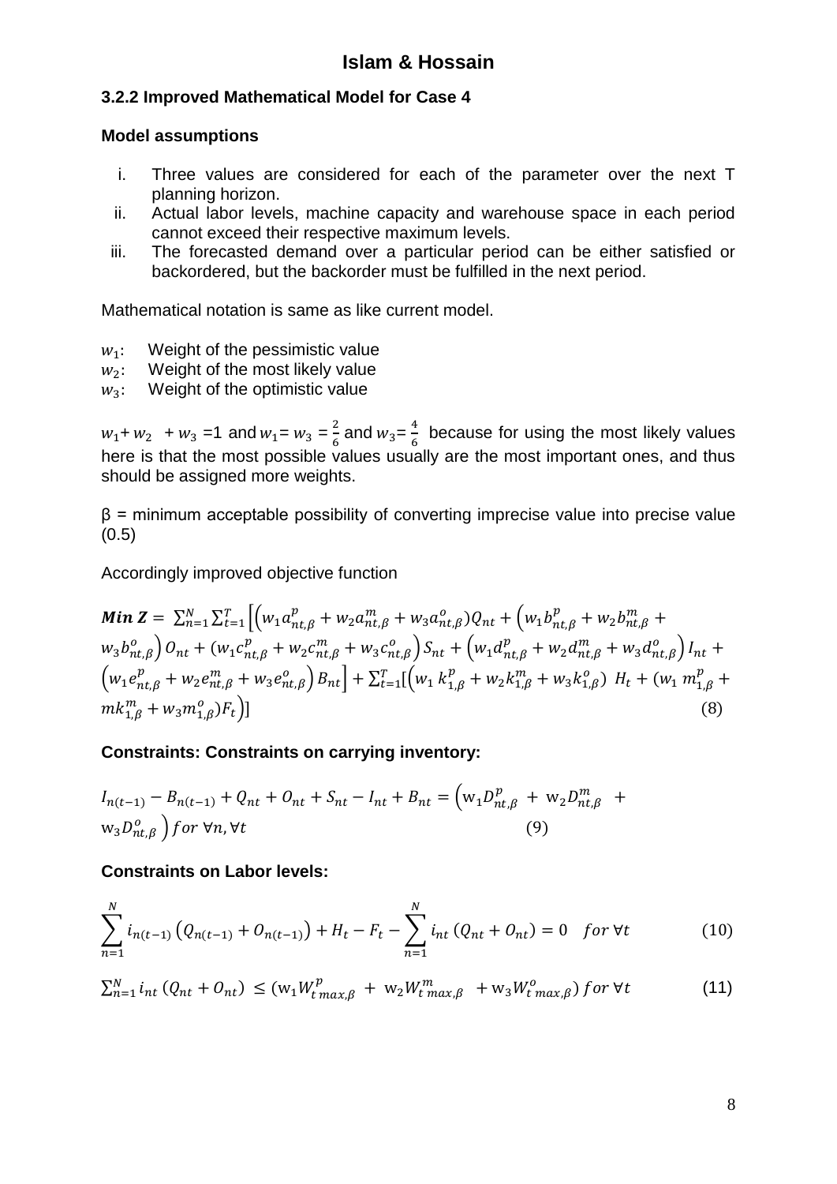### 3.2.2 Improved Mathematical Model for Case 4

**Model assumptions**

i. Three values are considered for each of the parameter over the next T planning horizon.
ii. Actual labor levels, machine capacity and warehouse space in each period cannot exceed their respective maximum levels.
iii. The forecasted demand over a particular period can be either satisfied or backordered, but the backorder must be fulfilled in the next period.

Mathematical notation is same as like current model.

$w_1$: Weight of the pessimistic value
$w_2$: Weight of the most likely value
$w_3$: Weight of the optimistic value

$w_1 + w_2 + w_3 = 1$ and $w_1 = w_3 = \frac{2}{6}$ and $w_3 = \frac{4}{6}$ because for using the most likely values here is that the most possible values usually are the most important ones, and thus should be assigned more weights.

β = minimum acceptable possibility of converting imprecise value into precise value (0.5)

Accordingly improved objective function

$$\boldsymbol{Min\ Z} = \sum_{n=1}^{N}\sum_{t=1}^{T}\Big[\Big(w_1 a_{nt,\beta}^{p} + w_2 a_{nt,\beta}^{m} + w_3 a_{nt,\beta}^{o}\Big)Q_{nt} + \Big(w_1 b_{nt,\beta}^{p} + w_2 b_{nt,\beta}^{m} + w_3 b_{nt,\beta}^{o}\Big)O_{nt} + \Big(w_1 c_{nt,\beta}^{p} + w_2 c_{nt,\beta}^{m} + w_3 c_{nt,\beta}^{o}\Big)S_{nt} + \Big(w_1 d_{nt,\beta}^{p} + w_2 d_{nt,\beta}^{m} + w_3 d_{nt,\beta}^{o}\Big)I_{nt} + \Big(w_1 e_{nt,\beta}^{p} + w_2 e_{nt,\beta}^{m} + w_3 e_{nt,\beta}^{o}\Big)B_{nt}\Big] + \sum_{t=1}^{T}\Big[\Big(w_1 k_{1,\beta}^{p} + w_2 k_{1,\beta}^{m} + w_3 k_{1,\beta}^{o}\Big)H_t + \Big(w_1 m_{1,\beta}^{p} + m k_{1,\beta}^{m} + w_3 m_{1,\beta}^{o}\Big)F_t\Big)\Big] \quad (8)$$

**Constraints: Constraints on carrying inventory:**

$$I_{n(t-1)} - B_{n(t-1)} + Q_{nt} + O_{nt} + S_{nt} - I_{nt} + B_{nt} = \Big(\mathrm{w}_1 D_{nt,\beta}^{p} + \mathrm{w}_2 D_{nt,\beta}^{m} + \mathrm{w}_3 D_{nt,\beta}^{o}\Big) \ for\ \forall n, \forall t \quad (9)$$

**Constraints on Labor levels:**

$$\sum_{n=1}^{N} i_{n(t-1)}\left(Q_{n(t-1)} + O_{n(t-1)}\right) + H_t - F_t - \sum_{n=1}^{N} i_{nt}\left(Q_{nt} + O_{nt}\right) = 0 \quad for\ \forall t \quad (10)$$

$$\sum_{n=1}^{N} i_{nt}\left(Q_{nt} + O_{nt}\right) \le \left(\mathrm{w}_1 W_{t\,max,\beta}^{p} + \mathrm{w}_2 W_{t\,max,\beta}^{m} + \mathrm{w}_3 W_{t\,max,\beta}^{o}\right) for\ \forall t \quad (11)$$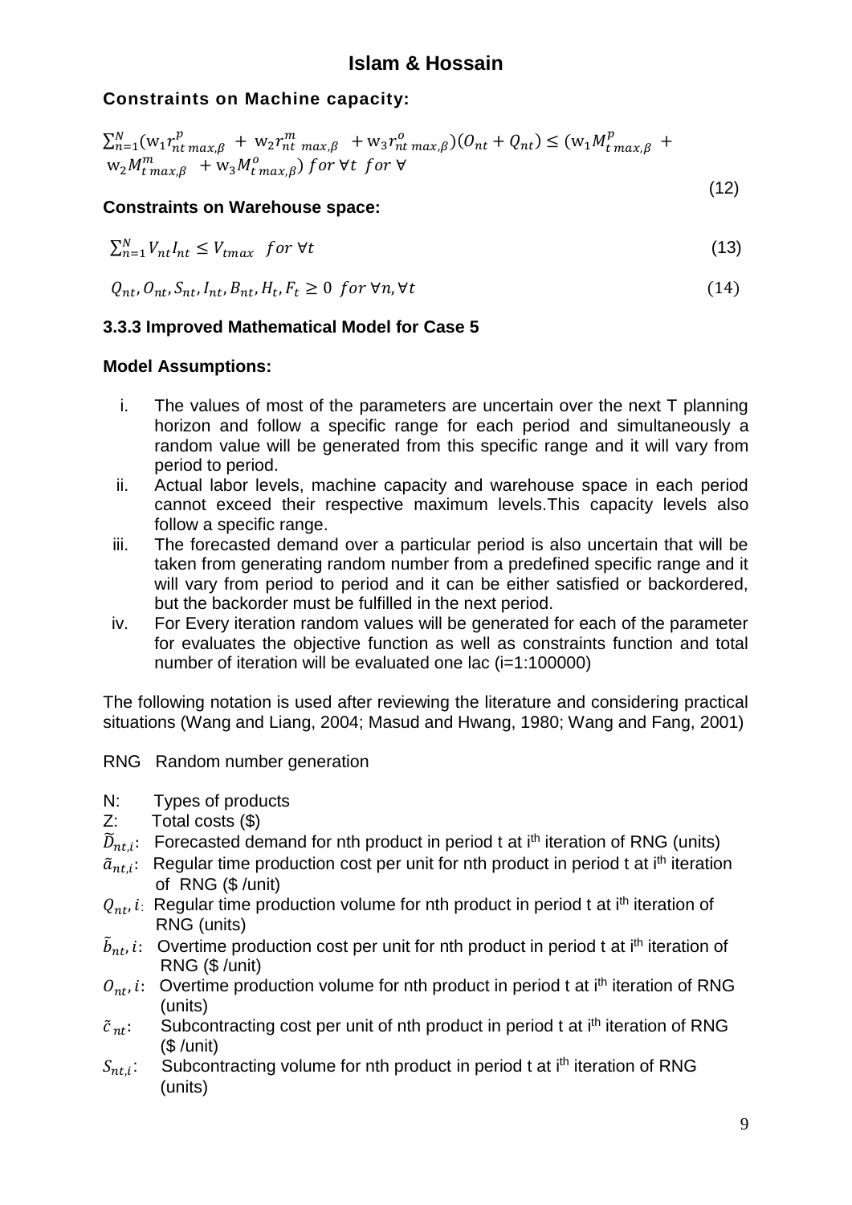**Constraints on Machine capacity:**

$$\sum_{n=1}^{N}(\mathrm{w}_1 r_{nt\,max,\beta}^{p} + \mathrm{w}_2 r_{nt\,max,\beta}^{m} + \mathrm{w}_3 r_{nt\,max,\beta}^{o})(O_{nt} + Q_{nt}) \leq (\mathrm{w}_1 M_{t\,max,\beta}^{p} + \mathrm{w}_2 M_{t\,max,\beta}^{m} + \mathrm{w}_3 M_{t\,max,\beta}^{o})\ for\ \forall t\ \ for\ \forall \tag{12}$$

**Constraints on Warehouse space:**

$$\sum_{n=1}^{N} V_{nt} I_{nt} \leq V_{tmax}\ \ for\ \forall t \tag{13}$$

$$Q_{nt}, O_{nt}, S_{nt}, I_{nt}, B_{nt}, H_t, F_t \geq 0\ \ for\ \forall n, \forall t \tag{14}$$

### 3.3.3 Improved Mathematical Model for Case 5

**Model Assumptions:**

i. The values of most of the parameters are uncertain over the next T planning horizon and follow a specific range for each period and simultaneously a random value will be generated from this specific range and it will vary from period to period.
ii. Actual labor levels, machine capacity and warehouse space in each period cannot exceed their respective maximum levels.This capacity levels also follow a specific range.
iii. The forecasted demand over a particular period is also uncertain that will be taken from generating random number from a predefined specific range and it will vary from period to period and it can be either satisfied or backordered, but the backorder must be fulfilled in the next period.
iv. For Every iteration random values will be generated for each of the parameter for evaluates the objective function as well as constraints function and total number of iteration will be evaluated one lac (i=1:100000)

The following notation is used after reviewing the literature and considering practical situations (Wang and Liang, 2004; Masud and Hwang, 1980; Wang and Fang, 2001)

RNG Random number generation

N: Types of products
Z: Total costs ($)
$\tilde{D}_{nt,i}$: Forecasted demand for nth product in period t at i^th iteration of RNG (units)
$\tilde{a}_{nt,i}$: Regular time production cost per unit for nth product in period t at i^th iteration of RNG ($ /unit)
$Q_{nt}, i$: Regular time production volume for nth product in period t at i^th iteration of RNG (units)
$\tilde{b}_{nt}, i$: Overtime production cost per unit for nth product in period t at i^th iteration of RNG ($ /unit)
$O_{nt}, i$: Overtime production volume for nth product in period t at i^th iteration of RNG (units)
$\tilde{c}_{nt}$: Subcontracting cost per unit of nth product in period t at i^th iteration of RNG ($ /unit)
$S_{nt,i}$: Subcontracting volume for nth product in period t at i^th iteration of RNG (units)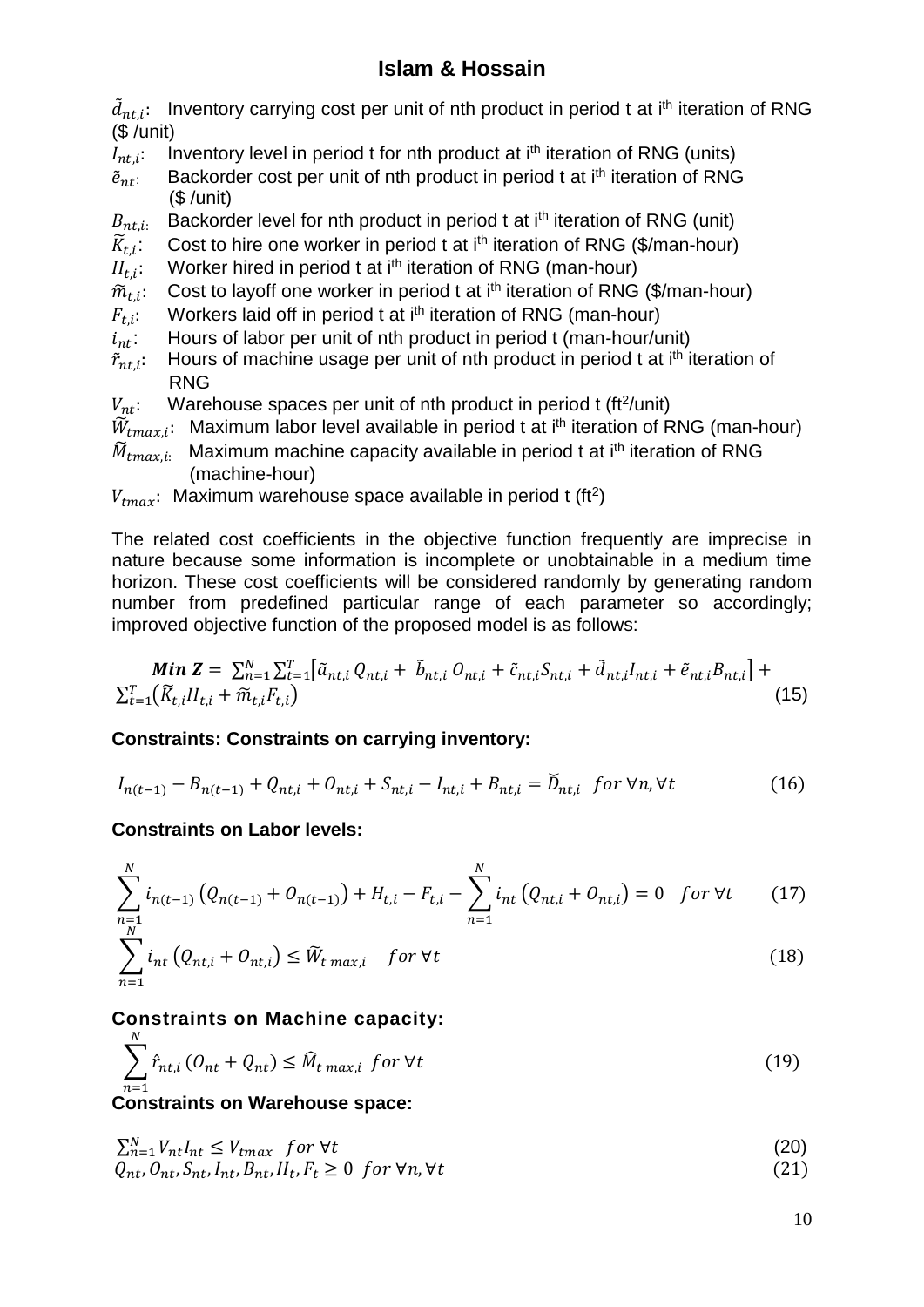$\tilde{d}_{nt,i}$: Inventory carrying cost per unit of nth product in period t at i[th] iteration of RNG ($ /unit)

$I_{nt,i}$: Inventory level in period t for nth product at i[th] iteration of RNG (units)

$\tilde{e}_{nt}$: Backorder cost per unit of nth product in period t at i[th] iteration of RNG ($ /unit)

$B_{nt,i}$: Backorder level for nth product in period t at i[th] iteration of RNG (unit)

$\widetilde{K}_{t,i}$: Cost to hire one worker in period t at i[th] iteration of RNG ($/man-hour)

$H_{t,i}$: Worker hired in period t at i[th] iteration of RNG (man-hour)

$\widetilde{m}_{t,i}$: Cost to layoff one worker in period t at i[th] iteration of RNG ($/man-hour)

$F_{t,i}$: Workers laid off in period t at i[th] iteration of RNG (man-hour)

$i_{nt}$: Hours of labor per unit of nth product in period t (man-hour/unit)

$\tilde{r}_{nt,i}$: Hours of machine usage per unit of nth product in period t at i[th] iteration of RNG

$V_{nt}$: Warehouse spaces per unit of nth product in period t (ft$^2$/unit)

$\widetilde{W}_{tmax,i}$: Maximum labor level available in period t at i[th] iteration of RNG (man-hour)

$\widetilde{M}_{tmax,i}$: Maximum machine capacity available in period t at i[th] iteration of RNG (machine-hour)

$V_{tmax}$: Maximum warehouse space available in period t (ft$^2$)

The related cost coefficients in the objective function frequently are imprecise in nature because some information is incomplete or unobtainable in a medium time horizon. These cost coefficients will be considered randomly by generating random number from predefined particular range of each parameter so accordingly; improved objective function of the proposed model is as follows:

$$\boldsymbol{Min\ Z} = \sum_{n=1}^{N}\sum_{t=1}^{T}\left[\tilde{a}_{nt,i}\, Q_{nt,i} + \tilde{b}_{nt,i}\, O_{nt,i} + \tilde{c}_{nt,i} S_{nt,i} + \tilde{d}_{nt,i} I_{nt,i} + \tilde{e}_{nt,i} B_{nt,i}\right] + \sum_{t=1}^{T}\left(\widetilde{K}_{t,i} H_{t,i} + \widetilde{m}_{t,i} F_{t,i}\right) \tag{15}$$

**Constraints: Constraints on carrying inventory:**

$$I_{n(t-1)} - B_{n(t-1)} + Q_{nt,i} + O_{nt,i} + S_{nt,i} - I_{nt,i} + B_{nt,i} = \breve{D}_{nt,i} \quad for\ \forall n, \forall t \tag{16}$$

**Constraints on Labor levels:**

$$\sum_{n=1}^{N} i_{n(t-1)}\left(Q_{n(t-1)} + O_{n(t-1)}\right) + H_{t,i} - F_{t,i} - \sum_{n=1}^{N} i_{nt}\left(Q_{nt,i} + O_{nt,i}\right) = 0 \quad for\ \forall t \tag{17}$$

$$\sum_{n=1}^{N} i_{nt}\left(Q_{nt,i} + O_{nt,i}\right) \le \widetilde{W}_{t\,max,i} \quad for\ \forall t \tag{18}$$

**Constraints on Machine capacity:**

$$\sum_{n=1}^{N} \hat{r}_{nt,i}\left(O_{nt} + Q_{nt}\right) \le \widehat{M}_{t\,max,i} \quad for\ \forall t \tag{19}$$

**Constraints on Warehouse space:**

$$\sum_{n=1}^{N} V_{nt} I_{nt} \le V_{tmax} \quad for\ \forall t \tag{20}$$

$$Q_{nt}, O_{nt}, S_{nt}, I_{nt}, B_{nt}, H_t, F_t \ge 0 \quad for\ \forall n, \forall t \tag{21}$$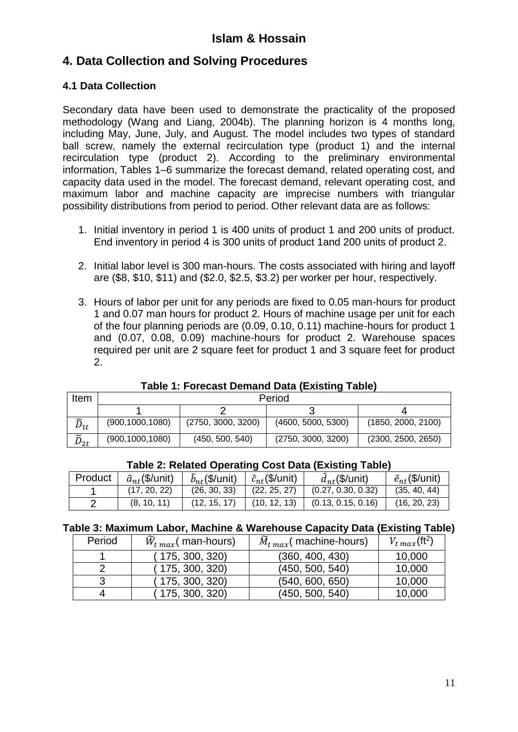## 4. Data Collection and Solving Procedures

### 4.1 Data Collection

Secondary data have been used to demonstrate the practicality of the proposed methodology (Wang and Liang, 2004b). The planning horizon is 4 months long, including May, June, July, and August. The model includes two types of standard ball screw, namely the external recirculation type (product 1) and the internal recirculation type (product 2). According to the preliminary environmental information, Tables 1–6 summarize the forecast demand, related operating cost, and capacity data used in the model. The forecast demand, relevant operating cost, and maximum labor and machine capacity are imprecise numbers with triangular possibility distributions from period to period. Other relevant data are as follows:

1. Initial inventory in period 1 is 400 units of product 1 and 200 units of product. End inventory in period 4 is 300 units of product 1and 200 units of product 2.
2. Initial labor level is 300 man-hours. The costs associated with hiring and layoff are (\$8, \$10, \$11) and (\$2.0, \$2.5, \$3.2) per worker per hour, respectively.
3. Hours of labor per unit for any periods are fixed to 0.05 man-hours for product 1 and 0.07 man hours for product 2. Hours of machine usage per unit for each of the four planning periods are (0.09, 0.10, 0.11) machine-hours for product 1 and (0.07, 0.08, 0.09) machine-hours for product 2. Warehouse spaces required per unit are 2 square feet for product 1 and 3 square feet for product 2.

**Table 1: Forecast Demand Data (Existing Table)**

| Item | Period | | | |
|---|---|---|---|---|
| | 1 | 2 | 3 | 4 |
| $\widetilde{D}_{1t}$ | (900,1000,1080) | (2750, 3000, 3200) | (4600, 5000, 5300) | (1850, 2000, 2100) |
| $\widetilde{D}_{2t}$ | (900,1000,1080) | (450, 500, 540) | (2750, 3000, 3200) | (2300, 2500, 2650) |

**Table 2: Related Operating Cost Data (Existing Table)**

| Product | $\tilde{a}_{nt}$(\$/unit) | $\tilde{b}_{nt}$(\$/unit) | $\tilde{c}_{nt}$(\$/unit) | $\tilde{d}_{nt}$(\$/unit) | $\tilde{e}_{nt}$(\$/unit) |
|---|---|---|---|---|---|
| 1 | (17, 20, 22) | (26, 30, 33) | (22, 25, 27) | (0.27, 0.30, 0.32) | (35, 40, 44) |
| 2 | (8, 10, 11) | (12, 15, 17) | (10, 12, 13) | (0.13, 0.15, 0.16) | (16, 20, 23) |

**Table 3: Maximum Labor, Machine & Warehouse Capacity Data (Existing Table)**

| Period | $\widetilde{W}_{t\,max}$( man-hours) | $\widetilde{M}_{t\,max}$( machine-hours) | $V_{t\,max}$(ft$^2$) |
|---|---|---|---|
| 1 | ( 175, 300, 320) | (360, 400, 430) | 10,000 |
| 2 | ( 175, 300, 320) | (450, 500, 540) | 10,000 |
| 3 | ( 175, 300, 320) | (540, 600, 650) | 10,000 |
| 4 | ( 175, 300, 320) | (450, 500, 540) | 10,000 |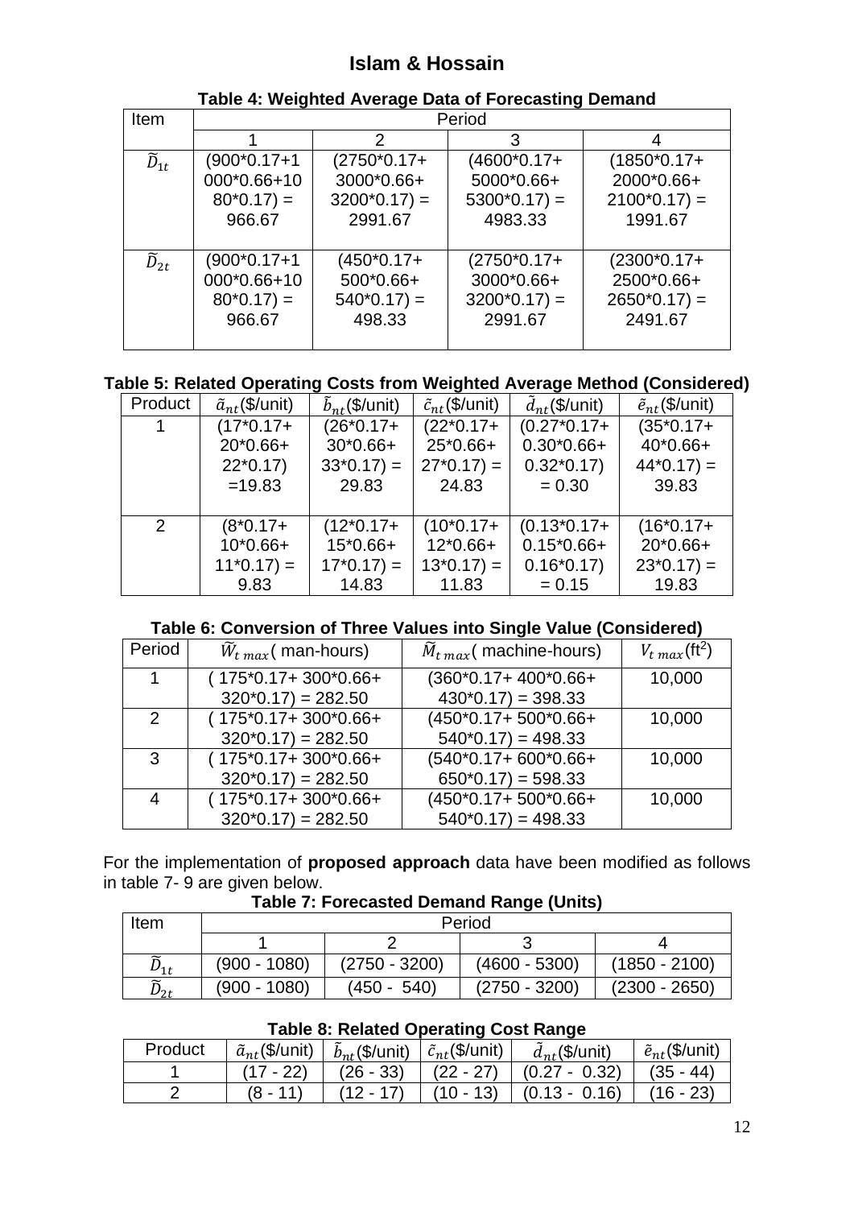**Table 4: Weighted Average Data of Forecasting Demand**

| Item | Period | | | |
|---|---|---|---|---|
| | 1 | 2 | 3 | 4 |
| $\widetilde{D}_{1t}$ | (900*0.17+1000*0.66+1080*0.17) = 966.67 | (2750*0.17+ 3000*0.66+ 3200*0.17) = 2991.67 | (4600*0.17+ 5000*0.66+ 5300*0.17) = 4983.33 | (1850*0.17+ 2000*0.66+ 2100*0.17) = 1991.67 |
| $\widetilde{D}_{2t}$ | (900*0.17+1000*0.66+1080*0.17) = 966.67 | (450*0.17+ 500*0.66+ 540*0.17) = 498.33 | (2750*0.17+ 3000*0.66+ 3200*0.17) = 2991.67 | (2300*0.17+ 2500*0.66+ 2650*0.17) = 2491.67 |

**Table 5: Related Operating Costs from Weighted Average Method (Considered)**

| Product | $\tilde{a}_{nt}$($/unit) | $\tilde{b}_{nt}$($/unit) | $\tilde{c}_{nt}$($/unit) | $\tilde{d}_{nt}$($/unit) | $\tilde{e}_{nt}$($/unit) |
|---|---|---|---|---|---|
| 1 | (17*0.17+ 20*0.66+ 22*0.17) =19.83 | (26*0.17+ 30*0.66+ 33*0.17) = 29.83 | (22*0.17+ 25*0.66+ 27*0.17) = 24.83 | (0.27*0.17+ 0.30*0.66+ 0.32*0.17) = 0.30 | (35*0.17+ 40*0.66+ 44*0.17) = 39.83 |
| 2 | (8*0.17+ 10*0.66+ 11*0.17) = 9.83 | (12*0.17+ 15*0.66+ 17*0.17) = 14.83 | (10*0.17+ 12*0.66+ 13*0.17) = 11.83 | (0.13*0.17+ 0.15*0.66+ 0.16*0.17) = 0.15 | (16*0.17+ 20*0.66+ 23*0.17) = 19.83 |

**Table 6: Conversion of Three Values into Single Value (Considered)**

| Period | $\widetilde{W}_{t\ max}$( man-hours) | $\widetilde{M}_{t\ max}$( machine-hours) | $V_{t\ max}$(ft$^2$) |
|---|---|---|---|
| 1 | ( 175*0.17+ 300*0.66+ 320*0.17) = 282.50 | (360*0.17+ 400*0.66+ 430*0.17) = 398.33 | 10,000 |
| 2 | ( 175*0.17+ 300*0.66+ 320*0.17) = 282.50 | (450*0.17+ 500*0.66+ 540*0.17) = 498.33 | 10,000 |
| 3 | ( 175*0.17+ 300*0.66+ 320*0.17) = 282.50 | (540*0.17+ 600*0.66+ 650*0.17) = 598.33 | 10,000 |
| 4 | ( 175*0.17+ 300*0.66+ 320*0.17) = 282.50 | (450*0.17+ 500*0.66+ 540*0.17) = 498.33 | 10,000 |

For the implementation of **proposed approach** data have been modified as follows in table 7- 9 are given below.

**Table 7: Forecasted Demand Range (Units)**

| Item | Period | | | |
|---|---|---|---|---|
| | 1 | 2 | 3 | 4 |
| $\widetilde{D}_{1t}$ | (900 - 1080) | (2750 - 3200) | (4600 - 5300) | (1850 - 2100) |
| $\widetilde{D}_{2t}$ | (900 - 1080) | (450 - 540) | (2750 - 3200) | (2300 - 2650) |

**Table 8: Related Operating Cost Range**

| Product | $\tilde{a}_{nt}$($/unit) | $\tilde{b}_{nt}$($/unit) | $\tilde{c}_{nt}$($/unit) | $\tilde{d}_{nt}$($/unit) | $\tilde{e}_{nt}$($/unit) |
|---|---|---|---|---|---|
| 1 | (17 - 22) | (26 - 33) | (22 - 27) | (0.27 - 0.32) | (35 - 44) |
| 2 | (8 - 11) | (12 - 17) | (10 - 13) | (0.13 - 0.16) | (16 - 23) |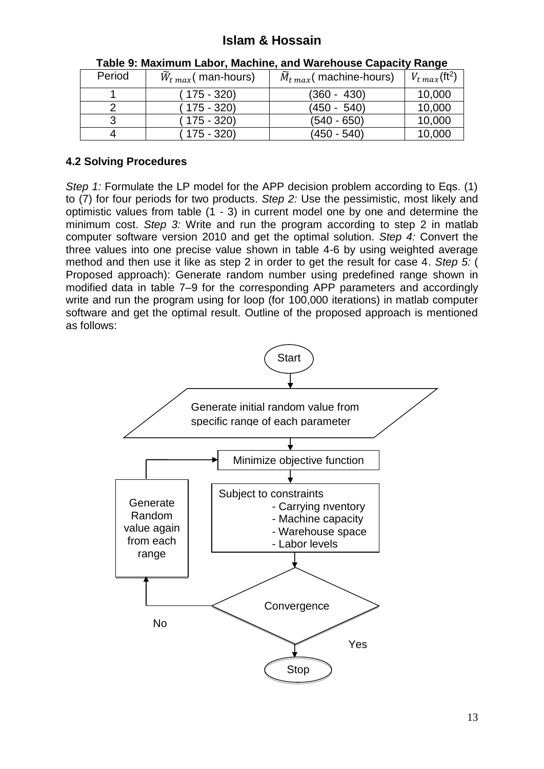**Table 9: Maximum Labor, Machine, and Warehouse Capacity Range**

| Period | $\widetilde{W}_{t\,max}$( man-hours) | $\widetilde{M}_{t\,max}$( machine-hours) | $V_{t\,max}$(ft$^2$) |
|---|---|---|---|
| 1 | ( 175 - 320) | (360 - 430) | 10,000 |
| 2 | ( 175 - 320) | (450 - 540) | 10,000 |
| 3 | ( 175 - 320) | (540 - 650) | 10,000 |
| 4 | ( 175 - 320) | (450 - 540) | 10,000 |

### 4.2 Solving Procedures

*Step 1:* Formulate the LP model for the APP decision problem according to Eqs. (1) to (7) for four periods for two products. *Step 2:* Use the pessimistic, most likely and optimistic values from table (1 - 3) in current model one by one and determine the minimum cost. *Step 3:* Write and run the program according to step 2 in matlab computer software version 2010 and get the optimal solution. *Step 4:* Convert the three values into one precise value shown in table 4-6 by using weighted average method and then use it like as step 2 in order to get the result for case 4. *Step 5:* ( Proposed approach): Generate random number using predefined range shown in modified data in table 7–9 for the corresponding APP parameters and accordingly write and run the program using for loop (for 100,000 iterations) in matlab computer software and get the optimal result. Outline of the proposed approach is mentioned as follows:

Start

Generate initial random value from specific range of each parameter

Minimize objective function

Subject to constraints
- Carrying nventory
- Machine capacity
- Warehouse space
- Labor levels

Convergence

No → Generate Random value again from each range

Yes → Stop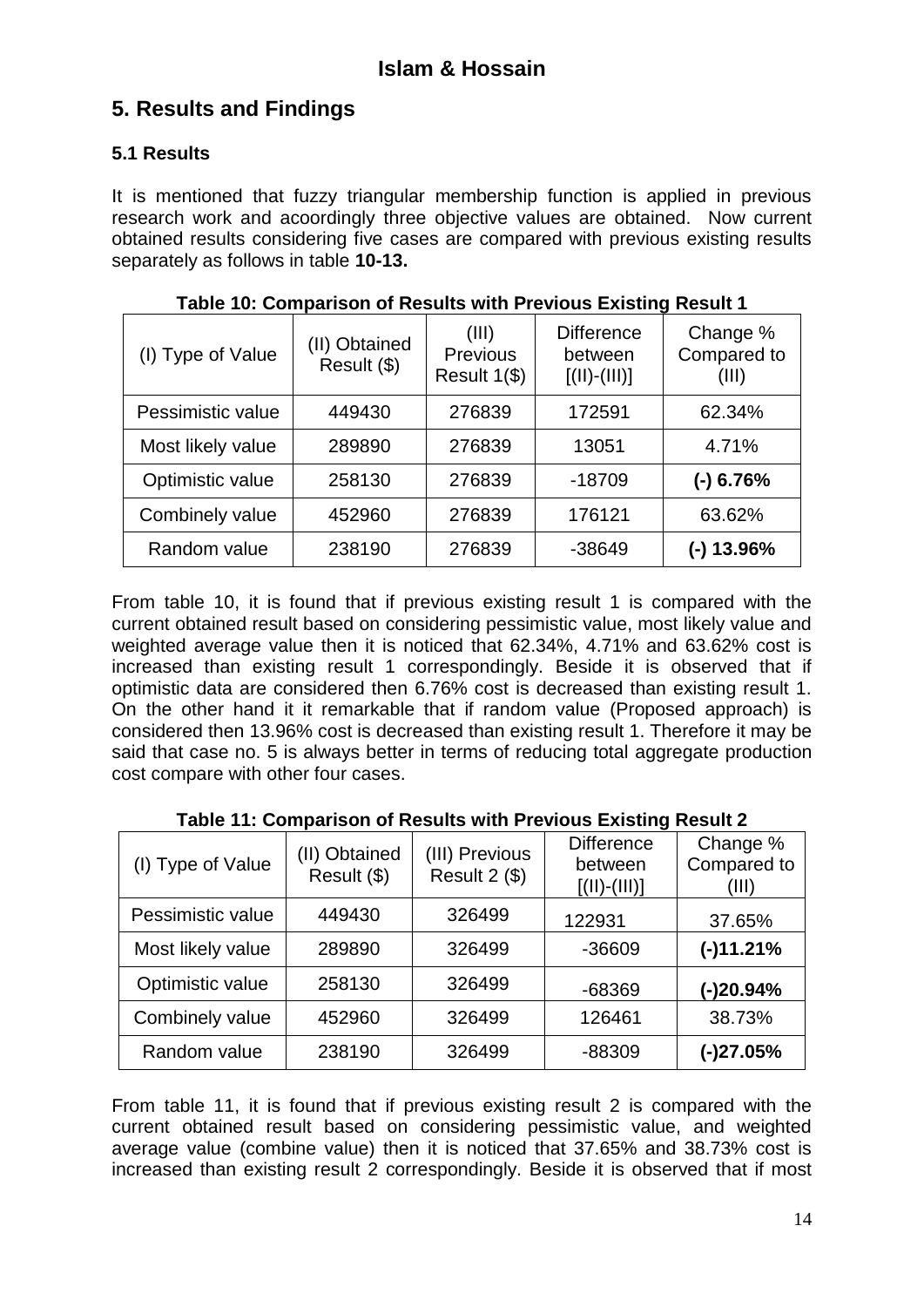## 5. Results and Findings

### 5.1 Results

It is mentioned that fuzzy triangular membership function is applied in previous research work and acoordingly three objective values are obtained. Now current obtained results considering five cases are compared with previous existing results separately as follows in table **10-13.**

**Table 10: Comparison of Results with Previous Existing Result 1**

| (I) Type of Value | (II) Obtained Result ($) | (III) Previous Result 1($) | Difference between [(II)-(III)] | Change % Compared to (III) |
|---|---|---|---|---|
| Pessimistic value | 449430 | 276839 | 172591 | 62.34% |
| Most likely value | 289890 | 276839 | 13051 | 4.71% |
| Optimistic value | 258130 | 276839 | -18709 | **(-) 6.76%** |
| Combinely value | 452960 | 276839 | 176121 | 63.62% |
| Random value | 238190 | 276839 | -38649 | **(-) 13.96%** |

From table 10, it is found that if previous existing result 1 is compared with the current obtained result based on considering pessimistic value, most likely value and weighted average value then it is noticed that 62.34%, 4.71% and 63.62% cost is increased than existing result 1 correspondingly. Beside it is observed that if optimistic data are considered then 6.76% cost is decreased than existing result 1. On the other hand it remarkable that if random value (Proposed approach) is considered then 13.96% cost is decreased than existing result 1. Therefore it may be said that case no. 5 is always better in terms of reducing total aggregate production cost compare with other four cases.

**Table 11: Comparison of Results with Previous Existing Result 2**

| (I) Type of Value | (II) Obtained Result ($) | (III) Previous Result 2 ($) | Difference between [(II)-(III)] | Change % Compared to (III) |
|---|---|---|---|---|
| Pessimistic value | 449430 | 326499 | 122931 | 37.65% |
| Most likely value | 289890 | 326499 | -36609 | **(-)11.21%** |
| Optimistic value | 258130 | 326499 | -68369 | **(-)20.94%** |
| Combinely value | 452960 | 326499 | 126461 | 38.73% |
| Random value | 238190 | 326499 | -88309 | **(-)27.05%** |

From table 11, it is found that if previous existing result 2 is compared with the current obtained result based on considering pessimistic value, and weighted average value (combine value) then it is noticed that 37.65% and 38.73% cost is increased than existing result 2 correspondingly. Beside it is observed that if most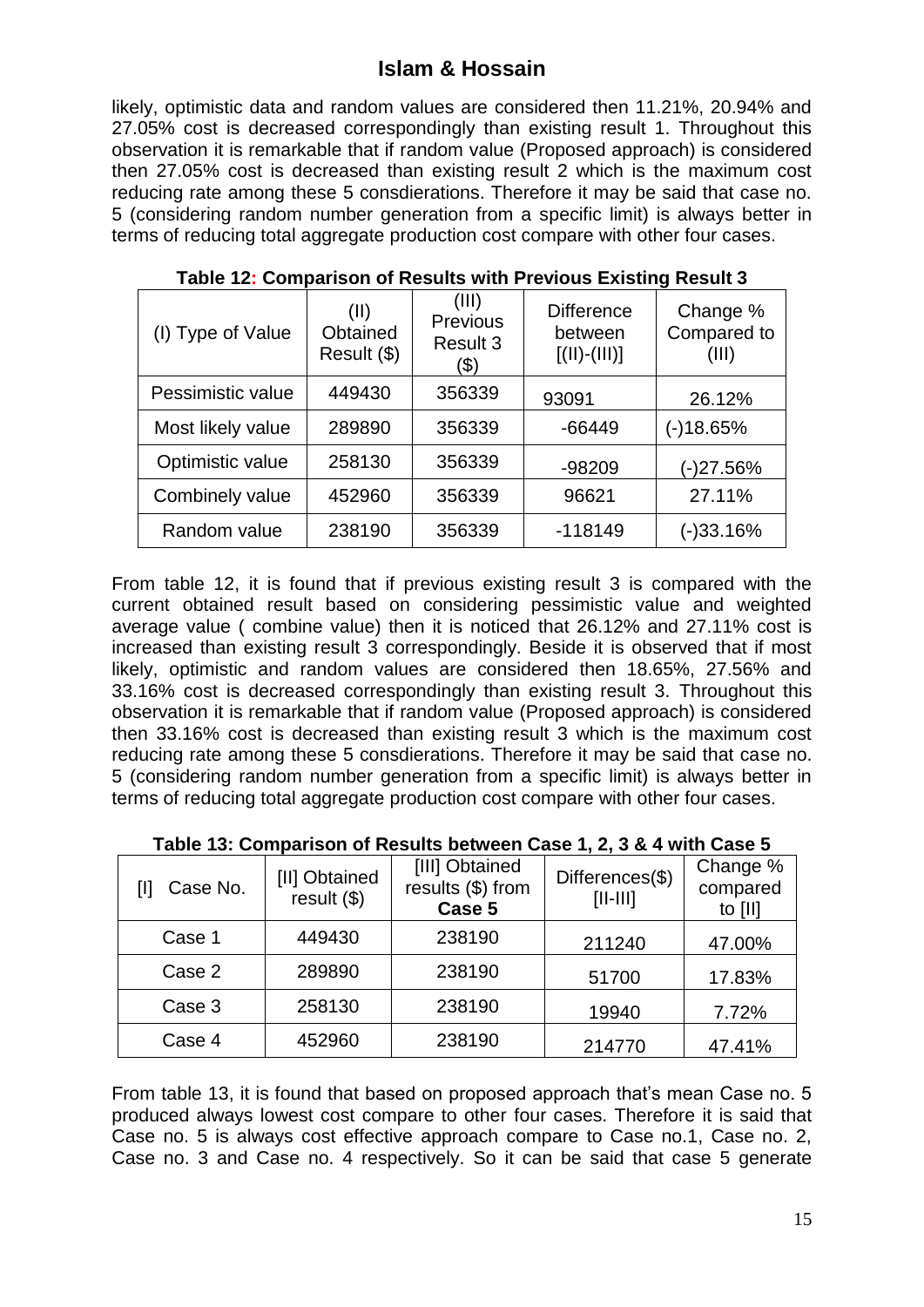likely, optimistic data and random values are considered then 11.21%, 20.94% and 27.05% cost is decreased correspondingly than existing result 1. Throughout this observation it is remarkable that if random value (Proposed approach) is considered then 27.05% cost is decreased than existing result 2 which is the maximum cost reducing rate among these 5 consdierations. Therefore it may be said that case no. 5 (considering random number generation from a specific limit) is always better in terms of reducing total aggregate production cost compare with other four cases.

**Table 12: Comparison of Results with Previous Existing Result 3**

| (I) Type of Value | (II) Obtained Result ($) | (III) Previous Result 3 ($) | Difference between [(II)-(III)] | Change % Compared to (III) |
|---|---|---|---|---|
| Pessimistic value | 449430 | 356339 | 93091 | 26.12% |
| Most likely value | 289890 | 356339 | -66449 | (-)18.65% |
| Optimistic value | 258130 | 356339 | -98209 | (-)27.56% |
| Combinely value | 452960 | 356339 | 96621 | 27.11% |
| Random value | 238190 | 356339 | -118149 | (-)33.16% |

From table 12, it is found that if previous existing result 3 is compared with the current obtained result based on considering pessimistic value and weighted average value ( combine value) then it is noticed that 26.12% and 27.11% cost is increased than existing result 3 correspondingly. Beside it is observed that if most likely, optimistic and random values are considered then 18.65%, 27.56% and 33.16% cost is decreased correspondingly than existing result 3. Throughout this observation it is remarkable that if random value (Proposed approach) is considered then 33.16% cost is decreased than existing result 3 which is the maximum cost reducing rate among these 5 consdierations. Therefore it may be said that case no. 5 (considering random number generation from a specific limit) is always better in terms of reducing total aggregate production cost compare with other four cases.

**Table 13: Comparison of Results between Case 1, 2, 3 & 4 with Case 5**

| [I] Case No. | [II] Obtained result ($) | [III] Obtained results ($) from **Case 5** | Differences($) [II-III] | Change % compared to [II] |
|---|---|---|---|---|
| Case 1 | 449430 | 238190 | 211240 | 47.00% |
| Case 2 | 289890 | 238190 | 51700 | 17.83% |
| Case 3 | 258130 | 238190 | 19940 | 7.72% |
| Case 4 | 452960 | 238190 | 214770 | 47.41% |

From table 13, it is found that based on proposed approach that's mean Case no. 5 produced always lowest cost compare to other four cases. Therefore it is said that Case no. 5 is always cost effective approach compare to Case no.1, Case no. 2, Case no. 3 and Case no. 4 respectively. So it can be said that case 5 generate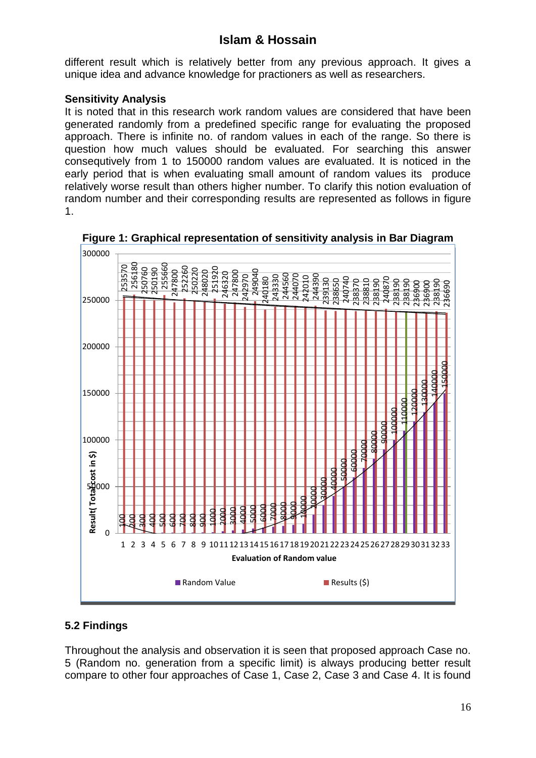different result which is relatively better from any previous approach. It gives a unique idea and advance knowledge for practioners as well as researchers.

**Sensitivity Analysis**

It is noted that in this research work random values are considered that have been generated randomly from a predefined specific range for evaluating the proposed approach. There is infinite no. of random values in each of the range. So there is question how much values should be evaluated. For searching this answer consequtively from 1 to 150000 random values are evaluated. It is noticed in the early period that is when evaluating small amount of random values its produce relatively worse result than others higher number. To clarify this notion evaluation of random number and their corresponding results are represented as follows in figure 1.

**Figure 1: Graphical representation of sensitivity analysis in Bar Diagram**

| Evaluation of Random value | Random Value | Results ($) |
|---|---|---|
| 1 | 100 | 253570 |
| 2 | 200 | 256180 |
| 3 | 300 | 250760 |
| 4 | 400 | 250190 |
| 5 | 500 | 255660 |
| 6 | 600 | 247800 |
| 7 | 700 | 252260 |
| 8 | 800 | 250220 |
| 9 | 900 | 248020 |
| 10 | 1000 | 251920 |
| 11 | 2000 | 246320 |
| 12 | 3000 | 247800 |
| 13 | 4000 | 242970 |
| 14 | 5000 | 249040 |
| 15 | 6000 | 240180 |
| 16 | 7000 | 243330 |
| 17 | 8000 | 244560 |
| 18 | 9000 | 244070 |
| 19 | 10000 | 242010 |
| 20 | 20000 | 244390 |
| 21 | 30000 | 239130 |
| 22 | 40000 | 238650 |
| 23 | 50000 | 240740 |
| 24 | 60000 | 238370 |
| 25 | 70000 | 238810 |
| 26 | 80000 | 238190 |
| 27 | 90000 | 240870 |
| 28 | 100000 | 238190 |
| 29 | 110000 | 238190 |
| 30 | 120000 | 236900 |
| 31 | 130000 | 236900 |
| 32 | 140000 | 238190 |
| 33 | 150000 | 236690 |

Y-axis: Result( Total cost in $); X-axis: Evaluation of Random value

## 5.2 Findings

Throughout the analysis and observation it is seen that proposed approach Case no. 5 (Random no. generation from a specific limit) is always producing better result compare to other four approaches of Case 1, Case 2, Case 3 and Case 4. It is found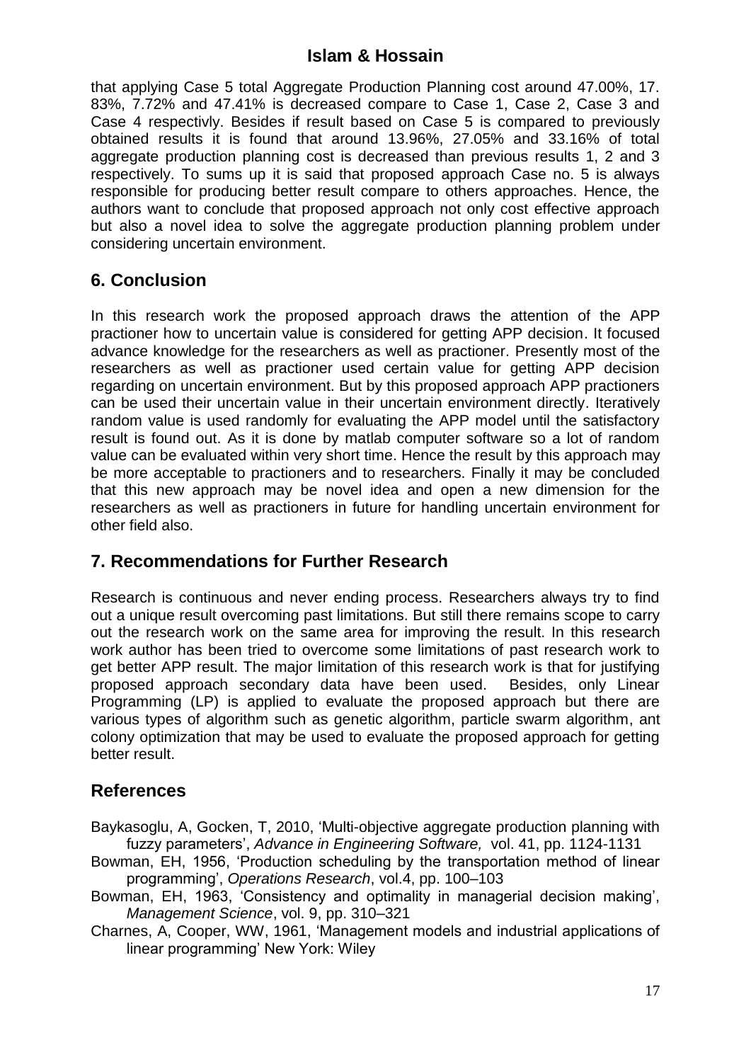that applying Case 5 total Aggregate Production Planning cost around 47.00%, 17. 83%, 7.72% and 47.41% is decreased compare to Case 1, Case 2, Case 3 and Case 4 respectivly. Besides if result based on Case 5 is compared to previously obtained results it is found that around 13.96%, 27.05% and 33.16% of total aggregate production planning cost is decreased than previous results 1, 2 and 3 respectively. To sums up it is said that proposed approach Case no. 5 is always responsible for producing better result compare to others approaches. Hence, the authors want to conclude that proposed approach not only cost effective approach but also a novel idea to solve the aggregate production planning problem under considering uncertain environment.

## 6. Conclusion

In this research work the proposed approach draws the attention of the APP practioner how to uncertain value is considered for getting APP decision. It focused advance knowledge for the researchers as well as practioner. Presently most of the researchers as well as practioner used certain value for getting APP decision regarding on uncertain environment. But by this proposed approach APP practioners can be used their uncertain value in their uncertain environment directly. Iteratively random value is used randomly for evaluating the APP model until the satisfactory result is found out. As it is done by matlab computer software so a lot of random value can be evaluated within very short time. Hence the result by this approach may be more acceptable to practioners and to researchers. Finally it may be concluded that this new approach may be novel idea and open a new dimension for the researchers as well as practioners in future for handling uncertain environment for other field also.

## 7. Recommendations for Further Research

Research is continuous and never ending process. Researchers always try to find out a unique result overcoming past limitations. But still there remains scope to carry out the research work on the same area for improving the result. In this research work author has been tried to overcome some limitations of past research work to get better APP result. The major limitation of this research work is that for justifying proposed approach secondary data have been used. Besides, only Linear Programming (LP) is applied to evaluate the proposed approach but there are various types of algorithm such as genetic algorithm, particle swarm algorithm, ant colony optimization that may be used to evaluate the proposed approach for getting better result.

## References

Baykasoglu, A, Gocken, T, 2010, 'Multi-objective aggregate production planning with fuzzy parameters', *Advance in Engineering Software,* vol. 41, pp. 1124-1131

Bowman, EH, 1956, 'Production scheduling by the transportation method of linear programming', *Operations Research*, vol.4, pp. 100–103

Bowman, EH, 1963, 'Consistency and optimality in managerial decision making', *Management Science*, vol. 9, pp. 310–321

Charnes, A, Cooper, WW, 1961, 'Management models and industrial applications of linear programming' New York: Wiley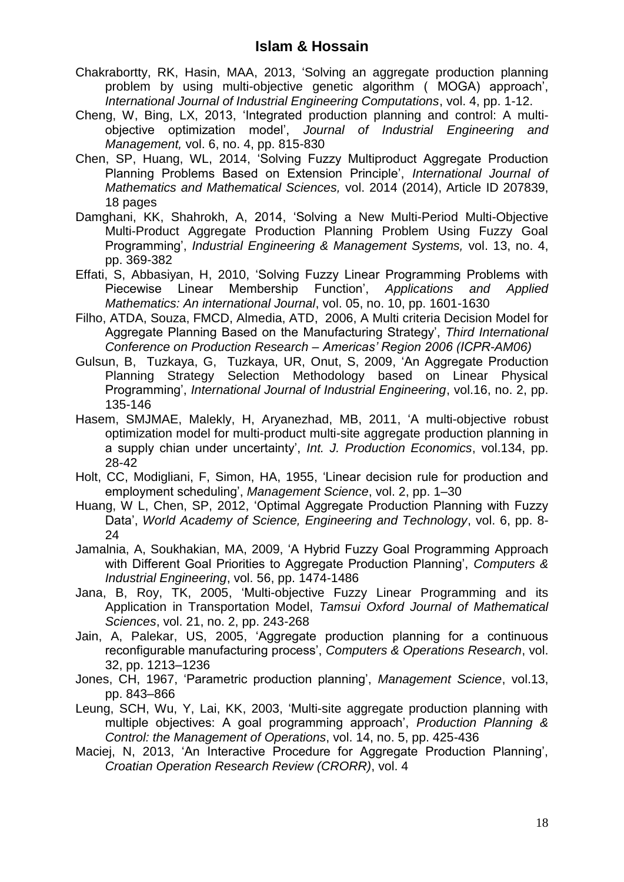Chakrabortty, RK, Hasin, MAA, 2013, 'Solving an aggregate production planning problem by using multi-objective genetic algorithm ( MOGA) approach', *International Journal of Industrial Engineering Computations*, vol. 4, pp. 1-12.

Cheng, W, Bing, LX, 2013, 'Integrated production planning and control: A multi-objective optimization model', *Journal of Industrial Engineering and Management,* vol. 6, no. 4, pp. 815-830

Chen, SP, Huang, WL, 2014, 'Solving Fuzzy Multiproduct Aggregate Production Planning Problems Based on Extension Principle', *International Journal of Mathematics and Mathematical Sciences,* vol. 2014 (2014), Article ID 207839, 18 pages

Damghani, KK, Shahrokh, A, 2014, 'Solving a New Multi-Period Multi-Objective Multi-Product Aggregate Production Planning Problem Using Fuzzy Goal Programming', *Industrial Engineering & Management Systems,* vol. 13, no. 4, pp. 369-382

Effati, S, Abbasiyan, H, 2010, 'Solving Fuzzy Linear Programming Problems with Piecewise Linear Membership Function', *Applications and Applied Mathematics: An international Journal*, vol. 05, no. 10, pp. 1601-1630

Filho, ATDA, Souza, FMCD, Almedia, ATD, 2006, A Multi criteria Decision Model for Aggregate Planning Based on the Manufacturing Strategy', *Third International Conference on Production Research – Americas' Region 2006 (ICPR-AM06)*

Gulsun, B, Tuzkaya, G, Tuzkaya, UR, Onut, S, 2009, 'An Aggregate Production Planning Strategy Selection Methodology based on Linear Physical Programming', *International Journal of Industrial Engineering*, vol.16, no. 2, pp. 135-146

Hasem, SMJMAE, Malekly, H, Aryanezhad, MB, 2011, 'A multi-objective robust optimization model for multi-product multi-site aggregate production planning in a supply chian under uncertainty', *Int. J. Production Economics*, vol.134, pp. 28-42

Holt, CC, Modigliani, F, Simon, HA, 1955, 'Linear decision rule for production and employment scheduling', *Management Science*, vol. 2, pp. 1–30

Huang, W L, Chen, SP, 2012, 'Optimal Aggregate Production Planning with Fuzzy Data', *World Academy of Science, Engineering and Technology*, vol. 6, pp. 8-24

Jamalnia, A, Soukhakian, MA, 2009, 'A Hybrid Fuzzy Goal Programming Approach with Different Goal Priorities to Aggregate Production Planning', *Computers & Industrial Engineering*, vol. 56, pp. 1474-1486

Jana, B, Roy, TK, 2005, 'Multi-objective Fuzzy Linear Programming and its Application in Transportation Model, *Tamsui Oxford Journal of Mathematical Sciences*, vol. 21, no. 2, pp. 243-268

Jain, A, Palekar, US, 2005, 'Aggregate production planning for a continuous reconfigurable manufacturing process', *Computers & Operations Research*, vol. 32, pp. 1213–1236

Jones, CH, 1967, 'Parametric production planning', *Management Science*, vol.13, pp. 843–866

Leung, SCH, Wu, Y, Lai, KK, 2003, 'Multi-site aggregate production planning with multiple objectives: A goal programming approach', *Production Planning & Control: the Management of Operations*, vol. 14, no. 5, pp. 425-436

Maciej, N, 2013, 'An Interactive Procedure for Aggregate Production Planning', *Croatian Operation Research Review (CRORR)*, vol. 4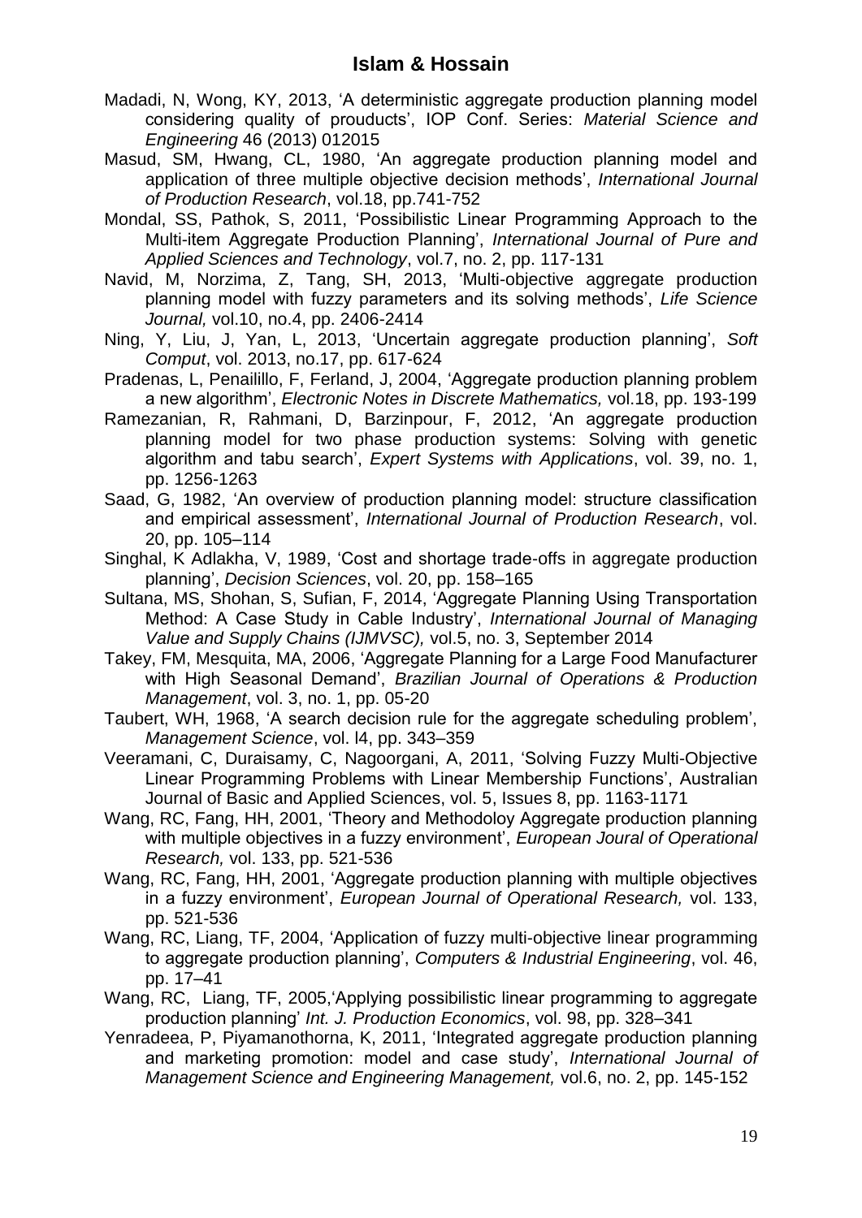Madadi, N, Wong, KY, 2013, 'A deterministic aggregate production planning model considering quality of prouducts', IOP Conf. Series: *Material Science and Engineering* 46 (2013) 012015

Masud, SM, Hwang, CL, 1980, 'An aggregate production planning model and application of three multiple objective decision methods', *International Journal of Production Research*, vol.18, pp.741-752

Mondal, SS, Pathok, S, 2011, 'Possibilistic Linear Programming Approach to the Multi-item Aggregate Production Planning', *International Journal of Pure and Applied Sciences and Technology*, vol.7, no. 2, pp. 117-131

Navid, M, Norzima, Z, Tang, SH, 2013, 'Multi-objective aggregate production planning model with fuzzy parameters and its solving methods', *Life Science Journal,* vol.10, no.4, pp. 2406-2414

Ning, Y, Liu, J, Yan, L, 2013, 'Uncertain aggregate production planning', *Soft Comput*, vol. 2013, no.17, pp. 617-624

Pradenas, L, Penailillo, F, Ferland, J, 2004, 'Aggregate production planning problem a new algorithm', *Electronic Notes in Discrete Mathematics,* vol.18, pp. 193-199

Ramezanian, R, Rahmani, D, Barzinpour, F, 2012, 'An aggregate production planning model for two phase production systems: Solving with genetic algorithm and tabu search', *Expert Systems with Applications*, vol. 39, no. 1, pp. 1256-1263

Saad, G, 1982, 'An overview of production planning model: structure classification and empirical assessment', *International Journal of Production Research*, vol. 20, pp. 105–114

Singhal, K Adlakha, V, 1989, 'Cost and shortage trade-offs in aggregate production planning', *Decision Sciences*, vol. 20, pp. 158–165

Sultana, MS, Shohan, S, Sufian, F, 2014, 'Aggregate Planning Using Transportation Method: A Case Study in Cable Industry', *International Journal of Managing Value and Supply Chains (IJMVSC),* vol.5, no. 3, September 2014

Takey, FM, Mesquita, MA, 2006, 'Aggregate Planning for a Large Food Manufacturer with High Seasonal Demand', *Brazilian Journal of Operations & Production Management*, vol. 3, no. 1, pp. 05-20

Taubert, WH, 1968, 'A search decision rule for the aggregate scheduling problem', *Management Science*, vol. l4, pp. 343–359

Veeramani, C, Duraisamy, C, Nagoorgani, A, 2011, 'Solving Fuzzy Multi-Objective Linear Programming Problems with Linear Membership Functions', Australian Journal of Basic and Applied Sciences, vol. 5, Issues 8, pp. 1163-1171

Wang, RC, Fang, HH, 2001, 'Theory and Methodoloy Aggregate production planning with multiple objectives in a fuzzy environment', *European Joural of Operational Research,* vol. 133, pp. 521-536

Wang, RC, Fang, HH, 2001, 'Aggregate production planning with multiple objectives in a fuzzy environment', *European Journal of Operational Research,* vol. 133, pp. 521-536

Wang, RC, Liang, TF, 2004, 'Application of fuzzy multi-objective linear programming to aggregate production planning', *Computers & Industrial Engineering*, vol. 46, pp. 17–41

Wang, RC, Liang, TF, 2005,'Applying possibilistic linear programming to aggregate production planning' *Int. J. Production Economics*, vol. 98, pp. 328–341

Yenradeea, P, Piyamanothorna, K, 2011, 'Integrated aggregate production planning and marketing promotion: model and case study', *International Journal of Management Science and Engineering Management,* vol.6, no. 2, pp. 145-152